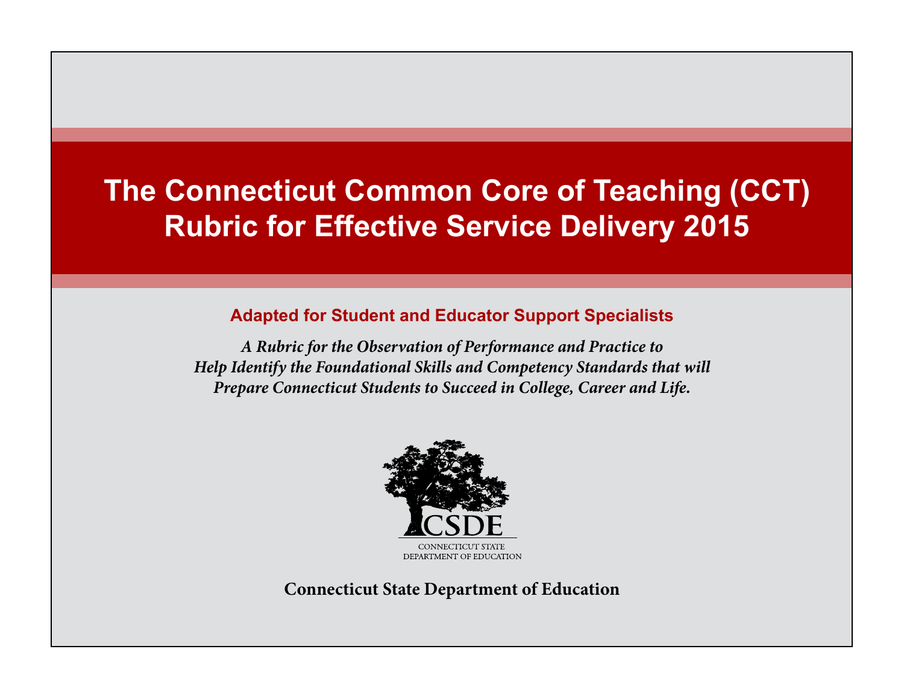# The Connecticut Common Core of Teaching (CCT) Rubric for Effective Service Delivery 2015

## Adapted for Student and Educator Support Specialists

*A Rubric for the Observation of Performance and Practice to Help Identify the Foundational Skills and Competency Standards that will Prepare Connecticut Students to Succeed in College, Career and Life.*

CSDE
CONNECTICUT STATE DEPARTMENT OF EDUCATION

**Connecticut State Department of Education**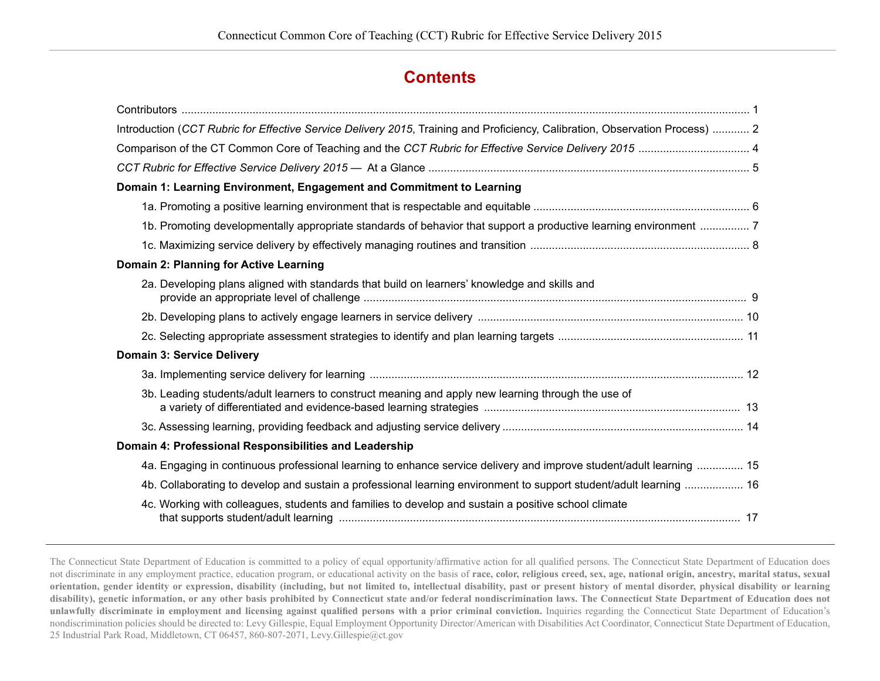# Contents

Contributors ........................................................................................................................................................... 1

Introduction (*CCT Rubric for Effective Service Delivery 2015*, Training and Proficiency, Calibration, Observation Process) ............ 2

Comparison of the CT Common Core of Teaching and the *CCT Rubric for Effective Service Delivery 2015* .................................... 4

*CCT Rubric for Effective Service Delivery 2015* — At a Glance ....................................................................................................... 5

**Domain 1: Learning Environment, Engagement and Commitment to Learning**

- 1a. Promoting a positive learning environment that is respectable and equitable ..................................................................... 6
- 1b. Promoting developmentally appropriate standards of behavior that support a productive learning environment ................ 7
- 1c. Maximizing service delivery by effectively managing routines and transition ...................................................................... 8

**Domain 2: Planning for Active Learning**

- 2a. Developing plans aligned with standards that build on learners' knowledge and skills and provide an appropriate level of challenge ........................................................................................................................... 9
- 2b. Developing plans to actively engage learners in service delivery ...................................................................................... 10
- 2c. Selecting appropriate assessment strategies to identify and plan learning targets ............................................................ 11

**Domain 3: Service Delivery**

- 3a. Implementing service delivery for learning ......................................................................................................................... 12
- 3b. Leading students/adult learners to construct meaning and apply new learning through the use of a variety of differentiated and evidence-based learning strategies .................................................................................. 13
- 3c. Assessing learning, providing feedback and adjusting service delivery ............................................................................. 14

**Domain 4: Professional Responsibilities and Leadership**

- 4a. Engaging in continuous professional learning to enhance service delivery and improve student/adult learning ............... 15
- 4b. Collaborating to develop and sustain a professional learning environment to support student/adult learning .................. 16
- 4c. Working with colleagues, students and families to develop and sustain a positive school climate that supports student/adult learning ................................................................................................................................. 17

---

The Connecticut State Department of Education is committed to a policy of equal opportunity/affirmative action for all qualified persons. The Connecticut State Department of Education does not discriminate in any employment practice, education program, or educational activity on the basis of **race, color, religious creed, sex, age, national origin, ancestry, marital status, sexual orientation, gender identity or expression, disability (including, but not limited to, intellectual disability, past or present history of mental disorder, physical disability or learning disability), genetic information, or any other basis prohibited by Connecticut state and/or federal nondiscrimination laws. The Connecticut State Department of Education does not unlawfully discriminate in employment and licensing against qualified persons with a prior criminal conviction.** Inquiries regarding the Connecticut State Department of Education's nondiscrimination policies should be directed to: Levy Gillespie, Equal Employment Opportunity Director/American with Disabilities Act Coordinator, Connecticut State Department of Education, 25 Industrial Park Road, Middletown, CT 06457, 860-807-2071, Levy.Gillespie@ct.gov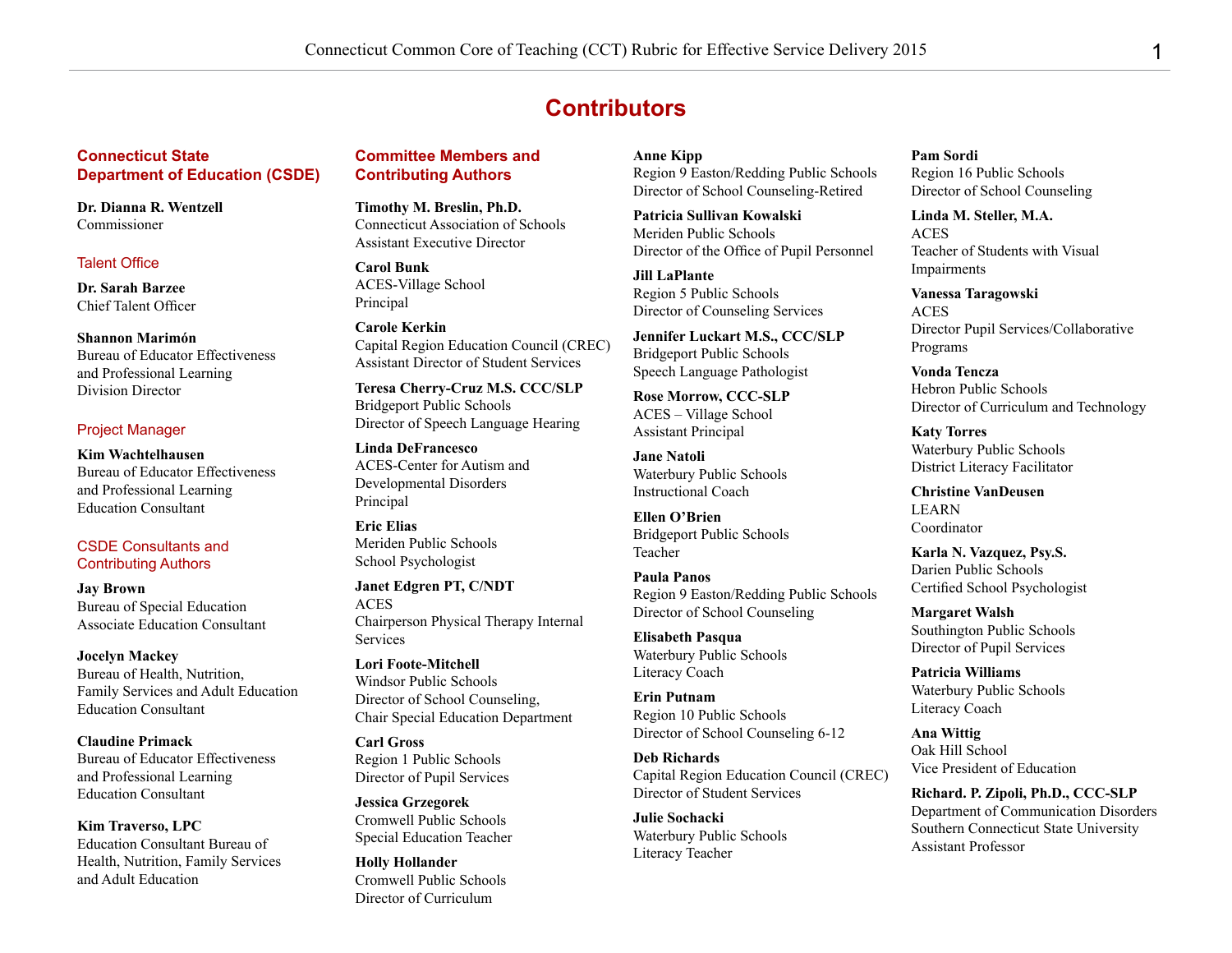# Contributors

## Connecticut State Department of Education (CSDE)

**Dr. Dianna R. Wentzell**
Commissioner

### Talent Office

**Dr. Sarah Barzee**
Chief Talent Officer

**Shannon Marimón**
Bureau of Educator Effectiveness and Professional Learning
Division Director

### Project Manager

**Kim Wachtelhausen**
Bureau of Educator Effectiveness and Professional Learning
Education Consultant

### CSDE Consultants and Contributing Authors

**Jay Brown**
Bureau of Special Education
Associate Education Consultant

**Jocelyn Mackey**
Bureau of Health, Nutrition, Family Services and Adult Education
Education Consultant

**Claudine Primack**
Bureau of Educator Effectiveness and Professional Learning
Education Consultant

**Kim Traverso, LPC**
Education Consultant Bureau of Health, Nutrition, Family Services and Adult Education

## Committee Members and Contributing Authors

**Timothy M. Breslin, Ph.D.**
Connecticut Association of Schools
Assistant Executive Director

**Carol Bunk**
ACES-Village School
Principal

**Carole Kerkin**
Capital Region Education Council (CREC)
Assistant Director of Student Services

**Teresa Cherry-Cruz M.S. CCC/SLP**
Bridgeport Public Schools
Director of Speech Language Hearing

**Linda DeFrancesco**
ACES-Center for Autism and Developmental Disorders
Principal

**Eric Elias**
Meriden Public Schools
School Psychologist

**Janet Edgren PT, C/NDT**
ACES
Chairperson Physical Therapy Internal Services

**Lori Foote-Mitchell**
Windsor Public Schools
Director of School Counseling, Chair Special Education Department

**Carl Gross**
Region 1 Public Schools
Director of Pupil Services

**Jessica Grzegorek**
Cromwell Public Schools
Special Education Teacher

**Holly Hollander**
Cromwell Public Schools
Director of Curriculum

**Anne Kipp**
Region 9 Easton/Redding Public Schools
Director of School Counseling-Retired

**Patricia Sullivan Kowalski**
Meriden Public Schools
Director of the Office of Pupil Personnel

**Jill LaPlante**
Region 5 Public Schools
Director of Counseling Services

**Jennifer Luckart M.S., CCC/SLP**
Bridgeport Public Schools
Speech Language Pathologist

**Rose Morrow, CCC-SLP**
ACES – Village School
Assistant Principal

**Jane Natoli**
Waterbury Public Schools
Instructional Coach

**Ellen O'Brien**
Bridgeport Public Schools
Teacher

**Paula Panos**
Region 9 Easton/Redding Public Schools
Director of School Counseling

**Elisabeth Pasqua**
Waterbury Public Schools
Literacy Coach

**Erin Putnam**
Region 10 Public Schools
Director of School Counseling 6-12

**Deb Richards**
Capital Region Education Council (CREC)
Director of Student Services

**Julie Sochacki**
Waterbury Public Schools
Literacy Teacher

**Pam Sordi**
Region 16 Public Schools
Director of School Counseling

**Linda M. Steller, M.A.**
ACES
Teacher of Students with Visual Impairments

**Vanessa Taragowski**
ACES
Director Pupil Services/Collaborative Programs

**Vonda Tencza**
Hebron Public Schools
Director of Curriculum and Technology

**Katy Torres**
Waterbury Public Schools
District Literacy Facilitator

**Christine VanDeusen**
LEARN
Coordinator

**Karla N. Vazquez, Psy.S.**
Darien Public Schools
Certified School Psychologist

**Margaret Walsh**
Southington Public Schools
Director of Pupil Services

**Patricia Williams**
Waterbury Public Schools
Literacy Coach

**Ana Wittig**
Oak Hill School
Vice President of Education

**Richard. P. Zipoli, Ph.D., CCC-SLP**
Department of Communication Disorders
Southern Connecticut State University
Assistant Professor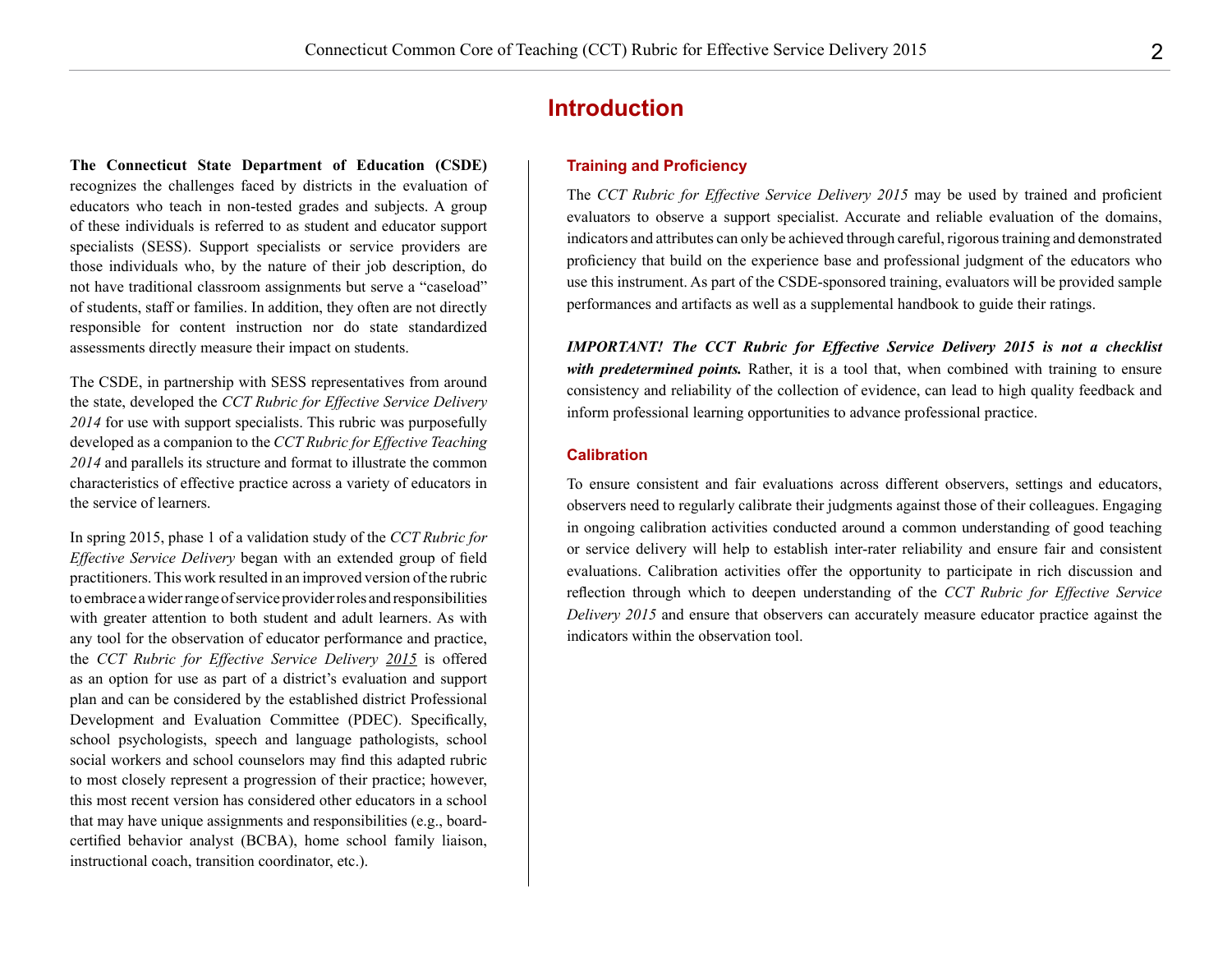# Introduction

**The Connecticut State Department of Education (CSDE)** recognizes the challenges faced by districts in the evaluation of educators who teach in non-tested grades and subjects. A group of these individuals is referred to as student and educator support specialists (SESS). Support specialists or service providers are those individuals who, by the nature of their job description, do not have traditional classroom assignments but serve a "caseload" of students, staff or families. In addition, they often are not directly responsible for content instruction nor do state standardized assessments directly measure their impact on students.

The CSDE, in partnership with SESS representatives from around the state, developed the *CCT Rubric for Effective Service Delivery 2014* for use with support specialists. This rubric was purposefully developed as a companion to the *CCT Rubric for Effective Teaching 2014* and parallels its structure and format to illustrate the common characteristics of effective practice across a variety of educators in the service of learners.

In spring 2015, phase 1 of a validation study of the *CCT Rubric for Effective Service Delivery* began with an extended group of field practitioners. This work resulted in an improved version of the rubric to embrace a wider range of service provider roles and responsibilities with greater attention to both student and adult learners. As with any tool for the observation of educator performance and practice, the *CCT Rubric for Effective Service Delivery 2015* is offered as an option for use as part of a district's evaluation and support plan and can be considered by the established district Professional Development and Evaluation Committee (PDEC). Specifically, school psychologists, speech and language pathologists, school social workers and school counselors may find this adapted rubric to most closely represent a progression of their practice; however, this most recent version has considered other educators in a school that may have unique assignments and responsibilities (e.g., board-certified behavior analyst (BCBA), home school family liaison, instructional coach, transition coordinator, etc.).

### Training and Proficiency

The *CCT Rubric for Effective Service Delivery 2015* may be used by trained and proficient evaluators to observe a support specialist. Accurate and reliable evaluation of the domains, indicators and attributes can only be achieved through careful, rigorous training and demonstrated proficiency that build on the experience base and professional judgment of the educators who use this instrument. As part of the CSDE-sponsored training, evaluators will be provided sample performances and artifacts as well as a supplemental handbook to guide their ratings.

***IMPORTANT! The CCT Rubric for Effective Service Delivery 2015 is not a checklist with predetermined points.*** Rather, it is a tool that, when combined with training to ensure consistency and reliability of the collection of evidence, can lead to high quality feedback and inform professional learning opportunities to advance professional practice.

### Calibration

To ensure consistent and fair evaluations across different observers, settings and educators, observers need to regularly calibrate their judgments against those of their colleagues. Engaging in ongoing calibration activities conducted around a common understanding of good teaching or service delivery will help to establish inter-rater reliability and ensure fair and consistent evaluations. Calibration activities offer the opportunity to participate in rich discussion and reflection through which to deepen understanding of the *CCT Rubric for Effective Service Delivery 2015* and ensure that observers can accurately measure educator practice against the indicators within the observation tool.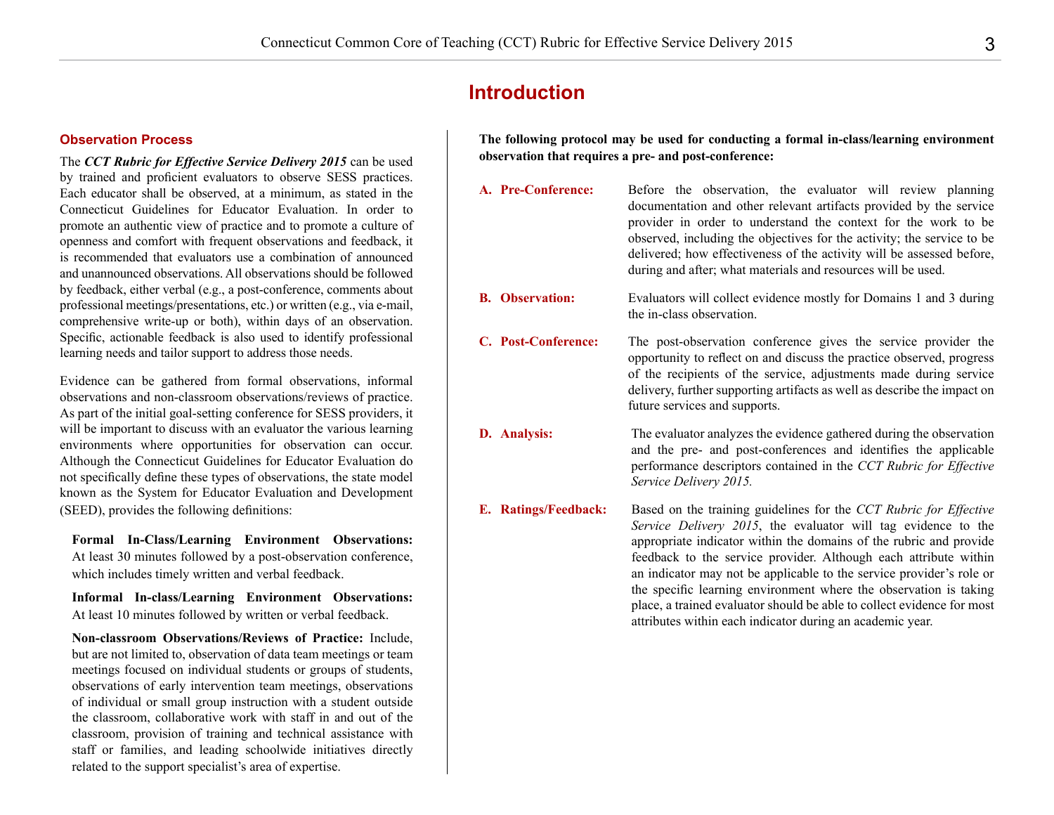# Introduction

## Observation Process

The ***CCT Rubric for Effective Service Delivery 2015*** can be used by trained and proficient evaluators to observe SESS practices. Each educator shall be observed, at a minimum, as stated in the Connecticut Guidelines for Educator Evaluation. In order to promote an authentic view of practice and to promote a culture of openness and comfort with frequent observations and feedback, it is recommended that evaluators use a combination of announced and unannounced observations. All observations should be followed by feedback, either verbal (e.g., a post-conference, comments about professional meetings/presentations, etc.) or written (e.g., via e-mail, comprehensive write-up or both), within days of an observation. Specific, actionable feedback is also used to identify professional learning needs and tailor support to address those needs.

Evidence can be gathered from formal observations, informal observations and non-classroom observations/reviews of practice. As part of the initial goal-setting conference for SESS providers, it will be important to discuss with an evaluator the various learning environments where opportunities for observation can occur. Although the Connecticut Guidelines for Educator Evaluation do not specifically define these types of observations, the state model known as the System for Educator Evaluation and Development (SEED), provides the following definitions:

**Formal In-Class/Learning Environment Observations:** At least 30 minutes followed by a post-observation conference, which includes timely written and verbal feedback.

**Informal In-class/Learning Environment Observations:** At least 10 minutes followed by written or verbal feedback.

**Non-classroom Observations/Reviews of Practice:** Include, but are not limited to, observation of data team meetings or team meetings focused on individual students or groups of students, observations of early intervention team meetings, observations of individual or small group instruction with a student outside the classroom, collaborative work with staff in and out of the classroom, provision of training and technical assistance with staff or families, and leading schoolwide initiatives directly related to the support specialist's area of expertise.

**The following protocol may be used for conducting a formal in-class/learning environment observation that requires a pre- and post-conference:**

**A. Pre-Conference:** Before the observation, the evaluator will review planning documentation and other relevant artifacts provided by the service provider in order to understand the context for the work to be observed, including the objectives for the activity; the service to be delivered; how effectiveness of the activity will be assessed before, during and after; what materials and resources will be used.

**B. Observation:** Evaluators will collect evidence mostly for Domains 1 and 3 during the in-class observation.

**C. Post-Conference:** The post-observation conference gives the service provider the opportunity to reflect on and discuss the practice observed, progress of the recipients of the service, adjustments made during service delivery, further supporting artifacts as well as describe the impact on future services and supports.

**D. Analysis:** The evaluator analyzes the evidence gathered during the observation and the pre- and post-conferences and identifies the applicable performance descriptors contained in the *CCT Rubric for Effective Service Delivery 2015.*

**E. Ratings/Feedback:** Based on the training guidelines for the *CCT Rubric for Effective Service Delivery 2015*, the evaluator will tag evidence to the appropriate indicator within the domains of the rubric and provide feedback to the service provider. Although each attribute within an indicator may not be applicable to the service provider's role or the specific learning environment where the observation is taking place, a trained evaluator should be able to collect evidence for most attributes within each indicator during an academic year.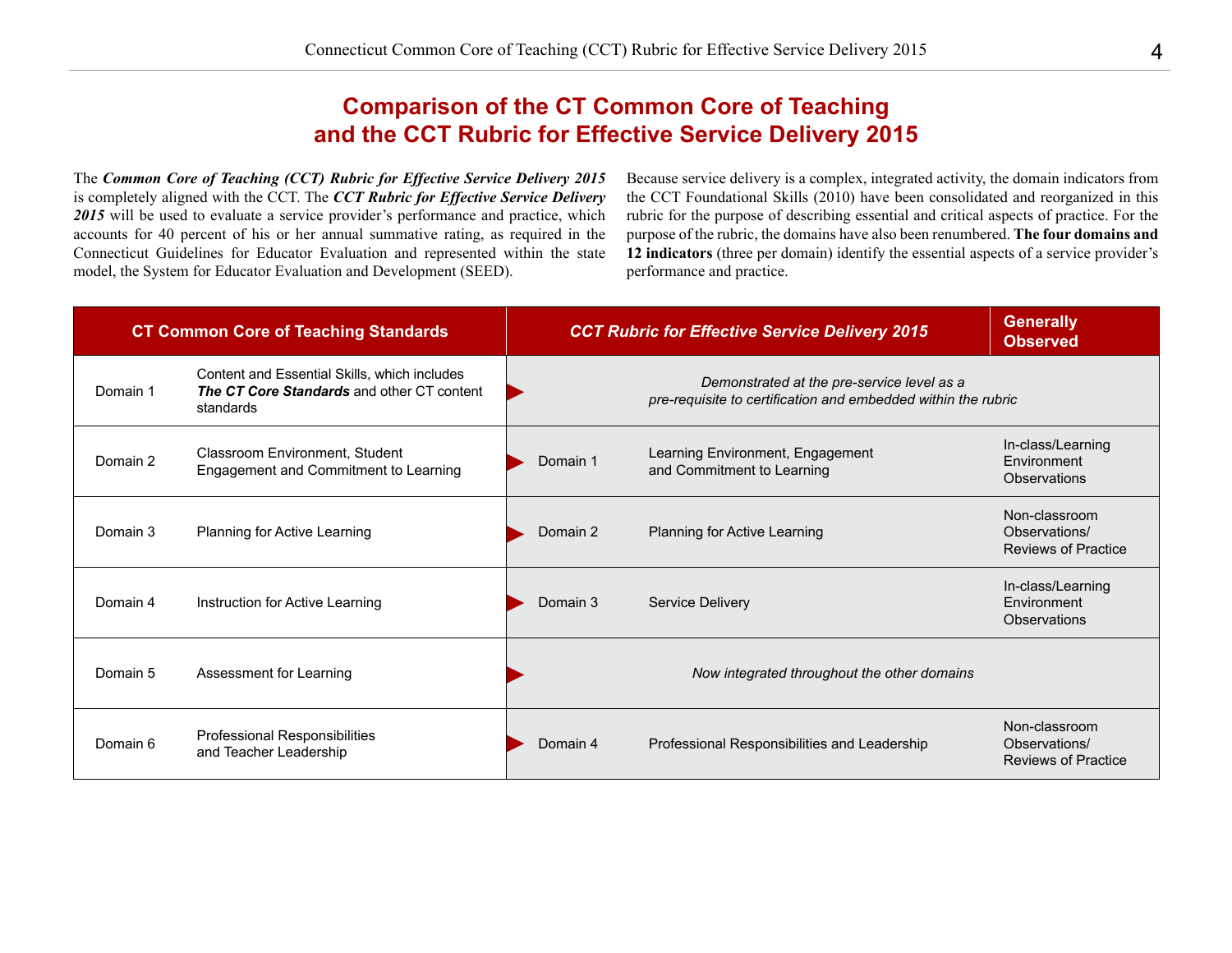# Comparison of the CT Common Core of Teaching and the CCT Rubric for Effective Service Delivery 2015

The ***Common Core of Teaching (CCT) Rubric for Effective Service Delivery 2015*** is completely aligned with the CCT. The ***CCT Rubric for Effective Service Delivery 2015*** will be used to evaluate a service provider's performance and practice, which accounts for 40 percent of his or her annual summative rating, as required in the Connecticut Guidelines for Educator Evaluation and represented within the state model, the System for Educator Evaluation and Development (SEED).

Because service delivery is a complex, integrated activity, the domain indicators from the CCT Foundational Skills (2010) have been consolidated and reorganized in this rubric for the purpose of describing essential and critical aspects of practice. For the purpose of the rubric, the domains have also been renumbered. **The four domains and 12 indicators** (three per domain) identify the essential aspects of a service provider's performance and practice.

| CT Common Core of Teaching Standards | | *CCT Rubric for Effective Service Delivery 2015* | | Generally Observed |
|---|---|---|---|---|
| Domain 1 | Content and Essential Skills, which includes ***The CT Core Standards*** and other CT content standards | *Demonstrated at the pre-service level as a pre-requisite to certification and embedded within the rubric* | | |
| Domain 2 | Classroom Environment, Student Engagement and Commitment to Learning | Domain 1 | Learning Environment, Engagement and Commitment to Learning | In-class/Learning Environment Observations |
| Domain 3 | Planning for Active Learning | Domain 2 | Planning for Active Learning | Non-classroom Observations/ Reviews of Practice |
| Domain 4 | Instruction for Active Learning | Domain 3 | Service Delivery | In-class/Learning Environment Observations |
| Domain 5 | Assessment for Learning | *Now integrated throughout the other domains* | | |
| Domain 6 | Professional Responsibilities and Teacher Leadership | Domain 4 | Professional Responsibilities and Leadership | Non-classroom Observations/ Reviews of Practice |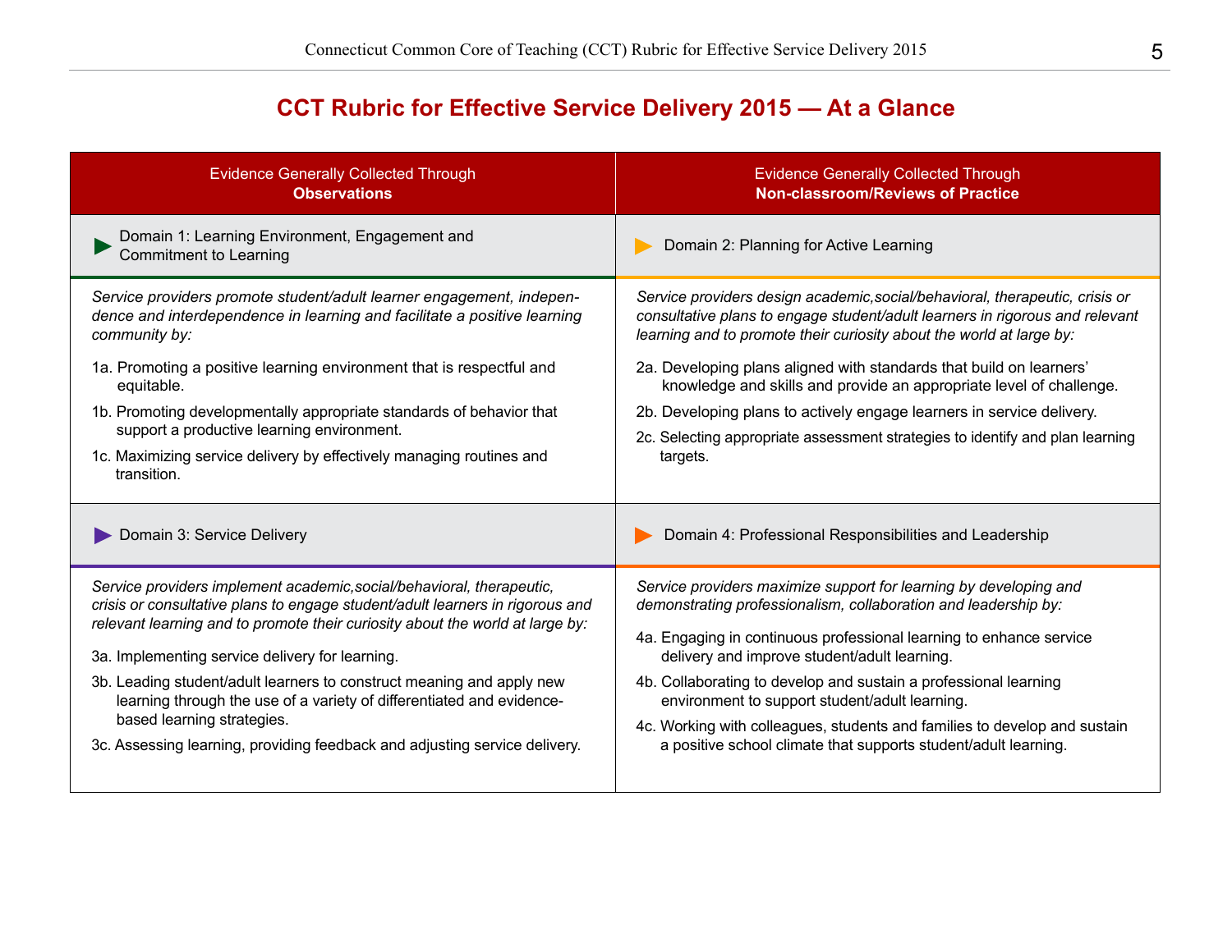# CCT Rubric for Effective Service Delivery 2015 — At a Glance

| Evidence Generally Collected Through **Observations** | Evidence Generally Collected Through **Non-classroom/Reviews of Practice** |
|---|---|

## Domain 1: Learning Environment, Engagement and Commitment to Learning

*Service providers promote student/adult learner engagement, independence and interdependence in learning and facilitate a positive learning community by:*

1a. Promoting a positive learning environment that is respectful and equitable.

1b. Promoting developmentally appropriate standards of behavior that support a productive learning environment.

1c. Maximizing service delivery by effectively managing routines and transition.

## Domain 2: Planning for Active Learning

*Service providers design academic,social/behavioral, therapeutic, crisis or consultative plans to engage student/adult learners in rigorous and relevant learning and to promote their curiosity about the world at large by:*

2a. Developing plans aligned with standards that build on learners' knowledge and skills and provide an appropriate level of challenge.

2b. Developing plans to actively engage learners in service delivery.

2c. Selecting appropriate assessment strategies to identify and plan learning targets.

## Domain 3: Service Delivery

*Service providers implement academic,social/behavioral, therapeutic, crisis or consultative plans to engage student/adult learners in rigorous and relevant learning and to promote their curiosity about the world at large by:*

3a. Implementing service delivery for learning.

3b. Leading student/adult learners to construct meaning and apply new learning through the use of a variety of differentiated and evidence-based learning strategies.

3c. Assessing learning, providing feedback and adjusting service delivery.

## Domain 4: Professional Responsibilities and Leadership

*Service providers maximize support for learning by developing and demonstrating professionalism, collaboration and leadership by:*

4a. Engaging in continuous professional learning to enhance service delivery and improve student/adult learning.

4b. Collaborating to develop and sustain a professional learning environment to support student/adult learning.

4c. Working with colleagues, students and families to develop and sustain a positive school climate that supports student/adult learning.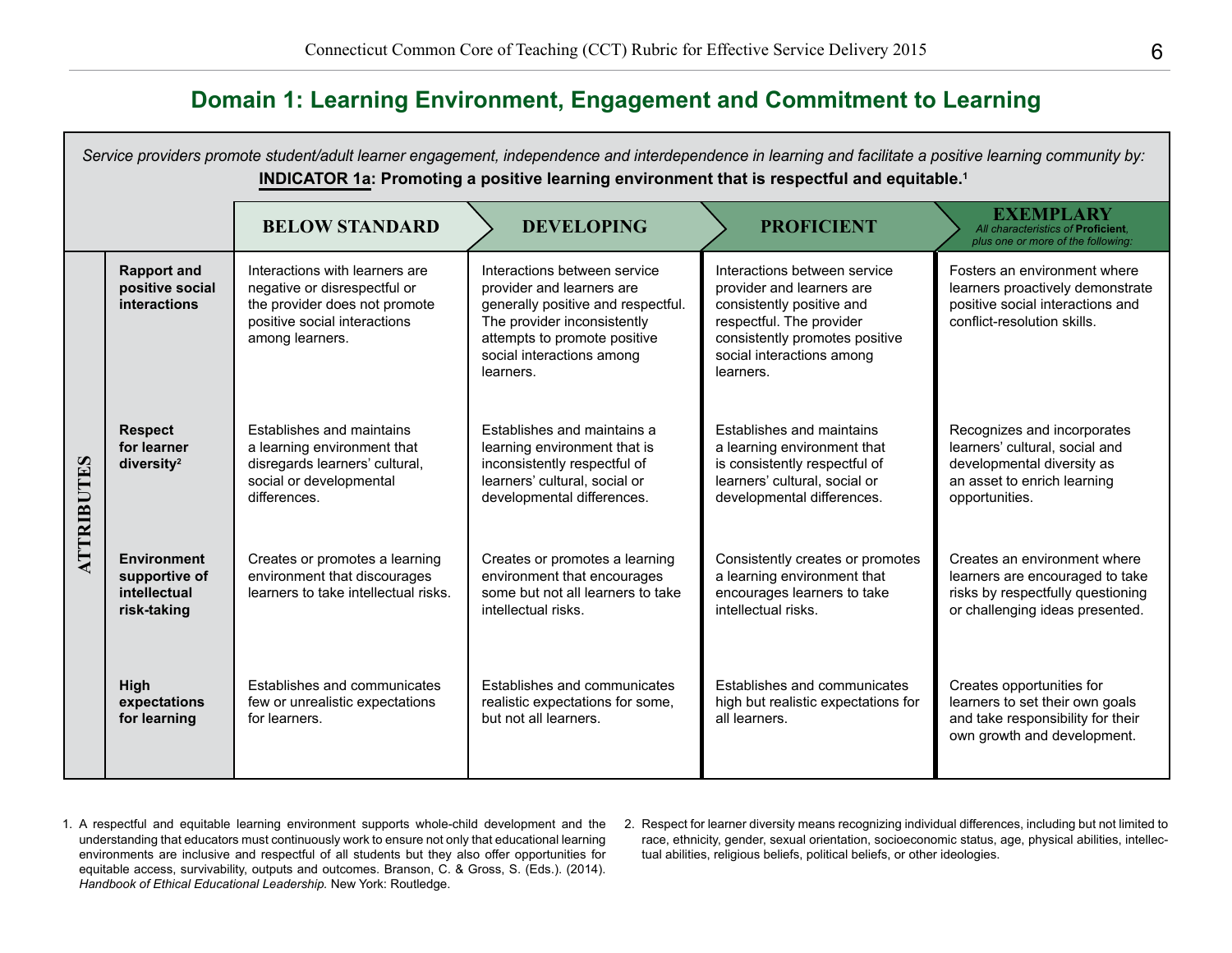## Domain 1: Learning Environment, Engagement and Commitment to Learning

*Service providers promote student/adult learner engagement, independence and interdependence in learning and facilitate a positive learning community by:*

**INDICATOR 1a: Promoting a positive learning environment that is respectful and equitable.**[1]

| ATTRIBUTES | BELOW STANDARD | DEVELOPING | PROFICIENT | EXEMPLARY *All characteristics of* ***Proficient****, plus one or more of the following:* |
|---|---|---|---|---|
| **Rapport and positive social interactions** | Interactions with learners are negative or disrespectful or the provider does not promote positive social interactions among learners. | Interactions between service provider and learners are generally positive and respectful. The provider inconsistently attempts to promote positive social interactions among learners. | Interactions between service provider and learners are consistently positive and respectful. The provider consistently promotes positive social interactions among learners. | Fosters an environment where learners proactively demonstrate positive social interactions and conflict-resolution skills. |
| **Respect for learner diversity**[2] | Establishes and maintains a learning environment that disregards learners' cultural, social or developmental differences. | Establishes and maintains a learning environment that is inconsistently respectful of learners' cultural, social or developmental differences. | Establishes and maintains a learning environment that is consistently respectful of learners' cultural, social or developmental differences. | Recognizes and incorporates learners' cultural, social and developmental diversity as an asset to enrich learning opportunities. |
| **Environment supportive of intellectual risk-taking** | Creates or promotes a learning environment that discourages learners to take intellectual risks. | Creates or promotes a learning environment that encourages some but not all learners to take intellectual risks. | Consistently creates or promotes a learning environment that encourages learners to take intellectual risks. | Creates an environment where learners are encouraged to take risks by respectfully questioning or challenging ideas presented. |
| **High expectations for learning** | Establishes and communicates few or unrealistic expectations for learners. | Establishes and communicates realistic expectations for some, but not all learners. | Establishes and communicates high but realistic expectations for all learners. | Creates opportunities for learners to set their own goals and take responsibility for their own growth and development. |

1. A respectful and equitable learning environment supports whole-child development and the understanding that educators must continuously work to ensure not only that educational learning environments are inclusive and respectful of all students but they also offer opportunities for equitable access, survivability, outputs and outcomes. Branson, C. & Gross, S. (Eds.). (2014). *Handbook of Ethical Educational Leadership.* New York: Routledge.

2. Respect for learner diversity means recognizing individual differences, including but not limited to race, ethnicity, gender, sexual orientation, socioeconomic status, age, physical abilities, intellectual abilities, religious beliefs, political beliefs, or other ideologies.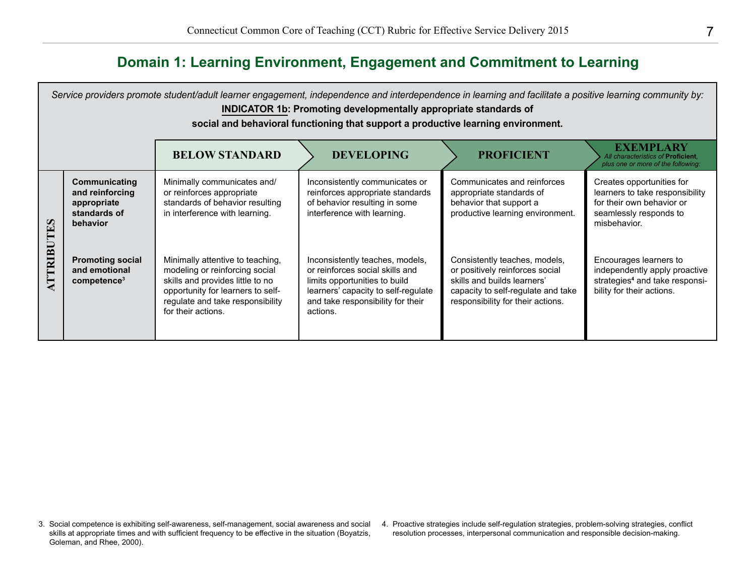## Domain 1: Learning Environment, Engagement and Commitment to Learning

*Service providers promote student/adult learner engagement, independence and interdependence in learning and facilitate a positive learning community by:*

**INDICATOR 1b: Promoting developmentally appropriate standards of social and behavioral functioning that support a productive learning environment.**

| ATTRIBUTES | BELOW STANDARD | DEVELOPING | PROFICIENT | EXEMPLARY *All characteristics of **Proficient**, plus one or more of the following:* |
|---|---|---|---|---|
| **Communicating and reinforcing appropriate standards of behavior** | Minimally communicates and/ or reinforces appropriate standards of behavior resulting in interference with learning. | Inconsistently communicates or reinforces appropriate standards of behavior resulting in some interference with learning. | Communicates and reinforces appropriate standards of behavior that support a productive learning environment. | Creates opportunities for learners to take responsibility for their own behavior or seamlessly responds to misbehavior. |
| **Promoting social and emotional competence**[3] | Minimally attentive to teaching, modeling or reinforcing social skills and provides little to no opportunity for learners to self-regulate and take responsibility for their actions. | Inconsistently teaches, models, or reinforces social skills and limits opportunities to build learners' capacity to self-regulate and take responsibility for their actions. | Consistently teaches, models, or positively reinforces social skills and builds learners' capacity to self-regulate and take responsibility for their actions. | Encourages learners to independently apply proactive strategies[4] and take responsibility for their actions. |

3. Social competence is exhibiting self-awareness, self-management, social awareness and social skills at appropriate times and with sufficient frequency to be effective in the situation (Boyatzis, Goleman, and Rhee, 2000).

4. Proactive strategies include self-regulation strategies, problem-solving strategies, conflict resolution processes, interpersonal communication and responsible decision-making.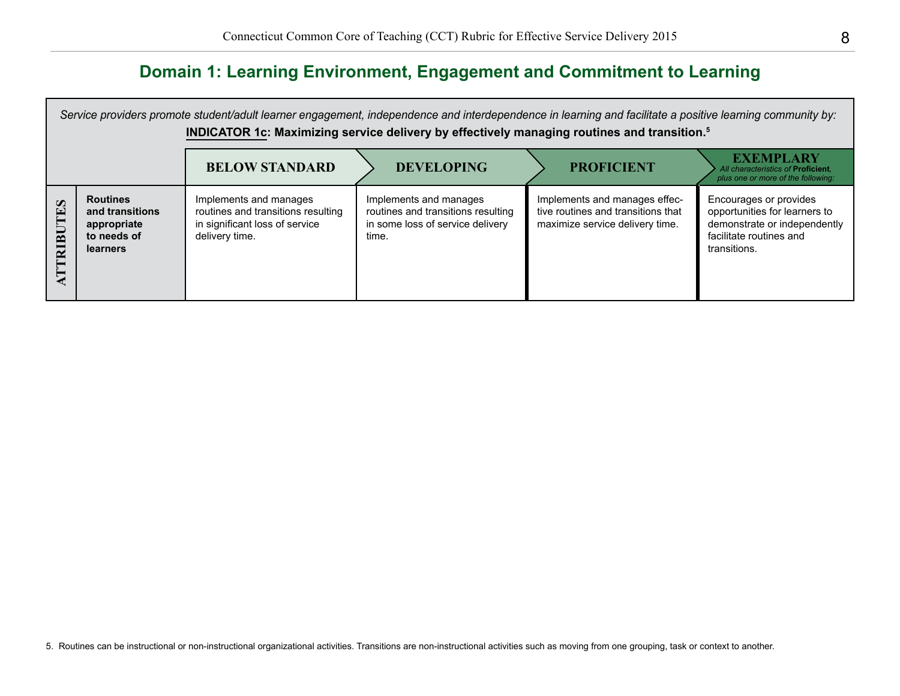## Domain 1: Learning Environment, Engagement and Commitment to Learning

*Service providers promote student/adult learner engagement, independence and interdependence in learning and facilitate a positive learning community by:*

**INDICATOR 1c: Maximizing service delivery by effectively managing routines and transition.**[5]

| | | BELOW STANDARD | DEVELOPING | PROFICIENT | EXEMPLARY *All characteristics of **Proficient**, plus one or more of the following:* |
|---|---|---|---|---|---|
| ATTRIBUTES | **Routines and transitions appropriate to needs of learners** | Implements and manages routines and transitions resulting in significant loss of service delivery time. | Implements and manages routines and transitions resulting in some loss of service delivery time. | Implements and manages effective routines and transitions that maximize service delivery time. | Encourages or provides opportunities for learners to demonstrate or independently facilitate routines and transitions. |

5. Routines can be instructional or non-instructional organizational activities. Transitions are non-instructional activities such as moving from one grouping, task or context to another.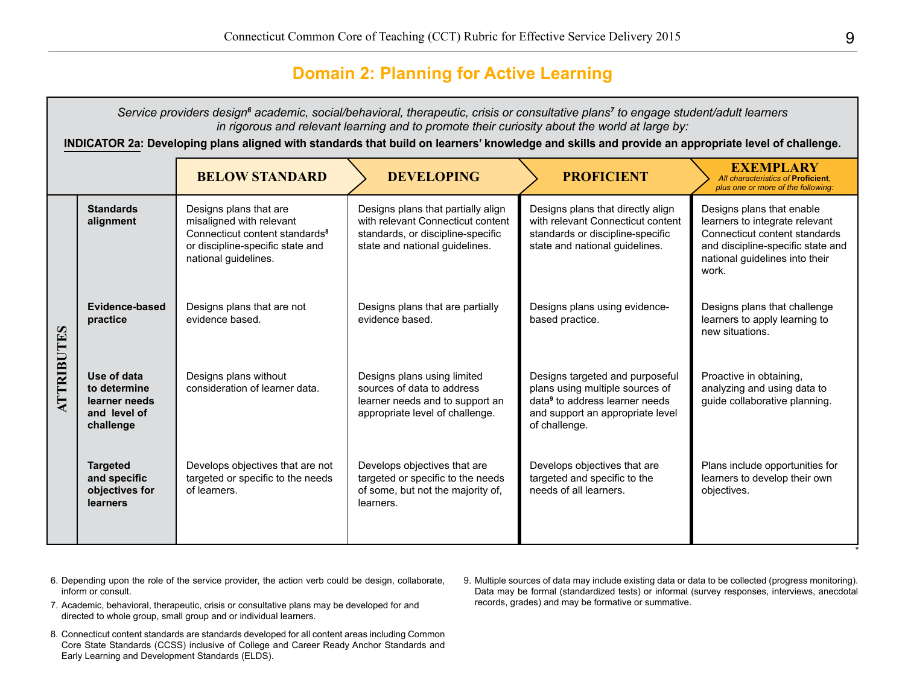## Domain 2: Planning for Active Learning

*Service providers design[6] academic, social/behavioral, therapeutic, crisis or consultative plans[7] to engage student/adult learners in rigorous and relevant learning and to promote their curiosity about the world at large by:*

**INDICATOR 2a: Developing plans aligned with standards that build on learners' knowledge and skills and provide an appropriate level of challenge.**

| ATTRIBUTES | BELOW STANDARD | DEVELOPING | PROFICIENT | EXEMPLARY *All characteristics of **Proficient**, plus one or more of the following:* |
|---|---|---|---|---|
| **Standards alignment** | Designs plans that are misaligned with relevant Connecticut content standards[8] or discipline-specific state and national guidelines. | Designs plans that partially align with relevant Connecticut content standards, or discipline-specific state and national guidelines. | Designs plans that directly align with relevant Connecticut content standards or discipline-specific state and national guidelines. | Designs plans that enable learners to integrate relevant Connecticut content standards and discipline-specific state and national guidelines into their work. |
| **Evidence-based practice** | Designs plans that are not evidence based. | Designs plans that are partially evidence based. | Designs plans using evidence-based practice. | Designs plans that challenge learners to apply learning to new situations. |
| **Use of data to determine learner needs and level of challenge** | Designs plans without consideration of learner data. | Designs plans using limited sources of data to address learner needs and to support an appropriate level of challenge. | Designs targeted and purposeful plans using multiple sources of data[9] to address learner needs and support an appropriate level of challenge. | Proactive in obtaining, analyzing and using data to guide collaborative planning. |
| **Targeted and specific objectives for learners** | Develops objectives that are not targeted or specific to the needs of learners. | Develops objectives that are targeted or specific to the needs of some, but not the majority of, learners. | Develops objectives that are targeted and specific to the needs of all learners. | Plans include opportunities for learners to develop their own objectives. |

6. Depending upon the role of the service provider, the action verb could be design, collaborate, inform or consult.
7. Academic, behavioral, therapeutic, crisis or consultative plans may be developed for and directed to whole group, small group and or individual learners.
8. Connecticut content standards are standards developed for all content areas including Common Core State Standards (CCSS) inclusive of College and Career Ready Anchor Standards and Early Learning and Development Standards (ELDS).
9. Multiple sources of data may include existing data or data to be collected (progress monitoring). Data may be formal (standardized tests) or informal (survey responses, interviews, anecdotal records, grades) and may be formative or summative.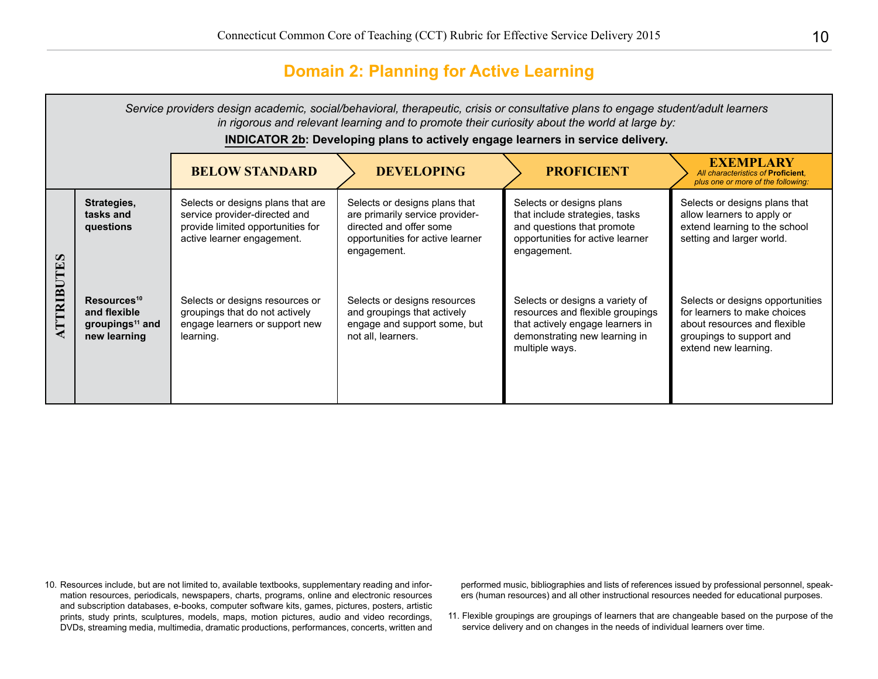## Domain 2: Planning for Active Learning

*Service providers design academic, social/behavioral, therapeutic, crisis or consultative plans to engage student/adult learners in rigorous and relevant learning and to promote their curiosity about the world at large by:*

**INDICATOR 2b: Developing plans to actively engage learners in service delivery.**

| ATTRIBUTES | BELOW STANDARD | DEVELOPING | PROFICIENT | EXEMPLARY *All characteristics of **Proficient**, plus one or more of the following:* |
|---|---|---|---|---|
| **Strategies, tasks and questions** | Selects or designs plans that are service provider-directed and provide limited opportunities for active learner engagement. | Selects or designs plans that are primarily service provider-directed and offer some opportunities for active learner engagement. | Selects or designs plans that include strategies, tasks and questions that promote opportunities for active learner engagement. | Selects or designs plans that allow learners to apply or extend learning to the school setting and larger world. |
| **Resources[10] and flexible groupings[11] and new learning** | Selects or designs resources or groupings that do not actively engage learners or support new learning. | Selects or designs resources and groupings that actively engage and support some, but not all, learners. | Selects or designs a variety of resources and flexible groupings that actively engage learners in demonstrating new learning in multiple ways. | Selects or designs opportunities for learners to make choices about resources and flexible groupings to support and extend new learning. |

10. Resources include, but are not limited to, available textbooks, supplementary reading and information resources, periodicals, newspapers, charts, programs, online and electronic resources and subscription databases, e-books, computer software kits, games, pictures, posters, artistic prints, study prints, sculptures, models, maps, motion pictures, audio and video recordings, DVDs, streaming media, multimedia, dramatic productions, performances, concerts, written and performed music, bibliographies and lists of references issued by professional personnel, speakers (human resources) and all other instructional resources needed for educational purposes.

11. Flexible groupings are groupings of learners that are changeable based on the purpose of the service delivery and on changes in the needs of individual learners over time.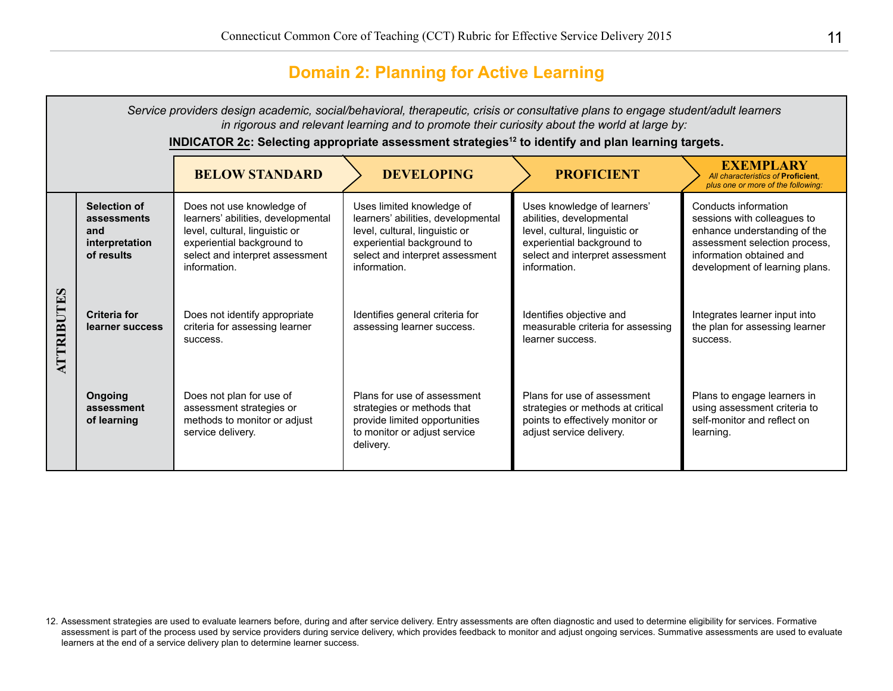## Domain 2: Planning for Active Learning

*Service providers design academic, social/behavioral, therapeutic, crisis or consultative plans to engage student/adult learners in rigorous and relevant learning and to promote their curiosity about the world at large by:*

**INDICATOR 2c: Selecting appropriate assessment strategies[12] to identify and plan learning targets.**

| ATTRIBUTES | BELOW STANDARD | DEVELOPING | PROFICIENT | EXEMPLARY *All characteristics of **Proficient**, plus one or more of the following:* |
|---|---|---|---|---|
| **Selection of assessments and interpretation of results** | Does not use knowledge of learners' abilities, developmental level, cultural, linguistic or experiential background to select and interpret assessment information. | Uses limited knowledge of learners' abilities, developmental level, cultural, linguistic or experiential background to select and interpret assessment information. | Uses knowledge of learners' abilities, developmental level, cultural, linguistic or experiential background to select and interpret assessment information. | Conducts information sessions with colleagues to enhance understanding of the assessment selection process, information obtained and development of learning plans. |
| **Criteria for learner success** | Does not identify appropriate criteria for assessing learner success. | Identifies general criteria for assessing learner success. | Identifies objective and measurable criteria for assessing learner success. | Integrates learner input into the plan for assessing learner success. |
| **Ongoing assessment of learning** | Does not plan for use of assessment strategies or methods to monitor or adjust service delivery. | Plans for use of assessment strategies or methods that provide limited opportunities to monitor or adjust service delivery. | Plans for use of assessment strategies or methods at critical points to effectively monitor or adjust service delivery. | Plans to engage learners in using assessment criteria to self-monitor and reflect on learning. |

12. Assessment strategies are used to evaluate learners before, during and after service delivery. Entry assessments are often diagnostic and used to determine eligibility for services. Formative assessment is part of the process used by service providers during service delivery, which provides feedback to monitor and adjust ongoing services. Summative assessments are used to evaluate learners at the end of a service delivery plan to determine learner success.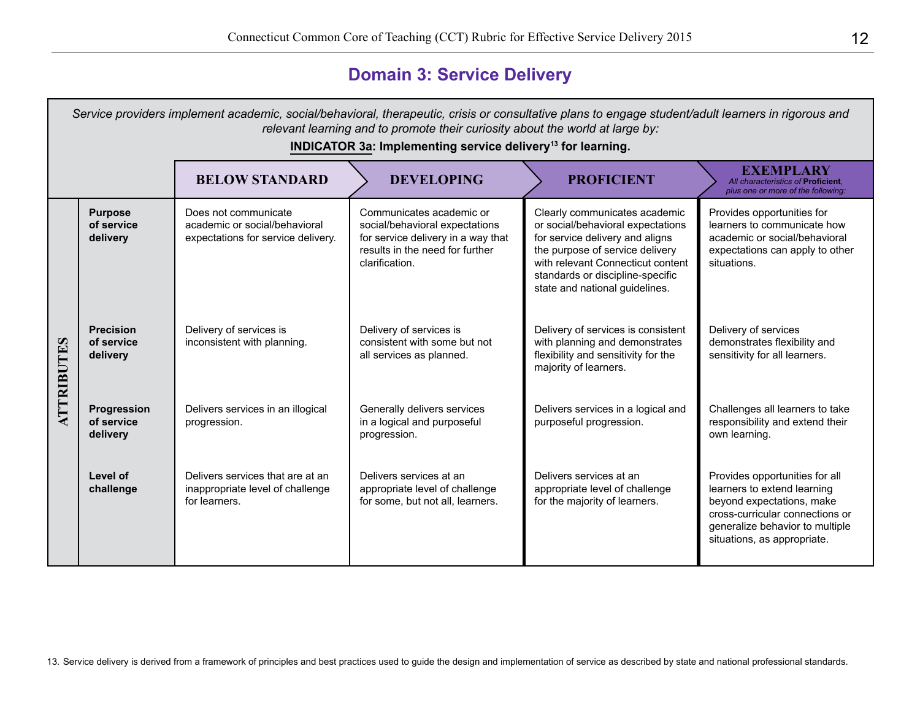# Domain 3: Service Delivery

*Service providers implement academic, social/behavioral, therapeutic, crisis or consultative plans to engage student/adult learners in rigorous and relevant learning and to promote their curiosity about the world at large by:*

**INDICATOR 3a: Implementing service delivery[13] for learning.**

| ATTRIBUTES | BELOW STANDARD | DEVELOPING | PROFICIENT | EXEMPLARY *All characteristics of **Proficient**, plus one or more of the following:* |
|---|---|---|---|---|
| **Purpose of service delivery** | Does not communicate academic or social/behavioral expectations for service delivery. | Communicates academic or social/behavioral expectations for service delivery in a way that results in the need for further clarification. | Clearly communicates academic or social/behavioral expectations for service delivery and aligns the purpose of service delivery with relevant Connecticut content standards or discipline-specific state and national guidelines. | Provides opportunities for learners to communicate how academic or social/behavioral expectations can apply to other situations. |
| **Precision of service delivery** | Delivery of services is inconsistent with planning. | Delivery of services is consistent with some but not all services as planned. | Delivery of services is consistent with planning and demonstrates flexibility and sensitivity for the majority of learners. | Delivery of services demonstrates flexibility and sensitivity for all learners. |
| **Progression of service delivery** | Delivers services in an illogical progression. | Generally delivers services in a logical and purposeful progression. | Delivers services in a logical and purposeful progression. | Challenges all learners to take responsibility and extend their own learning. |
| **Level of challenge** | Delivers services that are at an inappropriate level of challenge for learners. | Delivers services at an appropriate level of challenge for some, but not all, learners. | Delivers services at an appropriate level of challenge for the majority of learners. | Provides opportunities for all learners to extend learning beyond expectations, make cross-curricular connections or generalize behavior to multiple situations, as appropriate. |

13. Service delivery is derived from a framework of principles and best practices used to guide the design and implementation of service as described by state and national professional standards.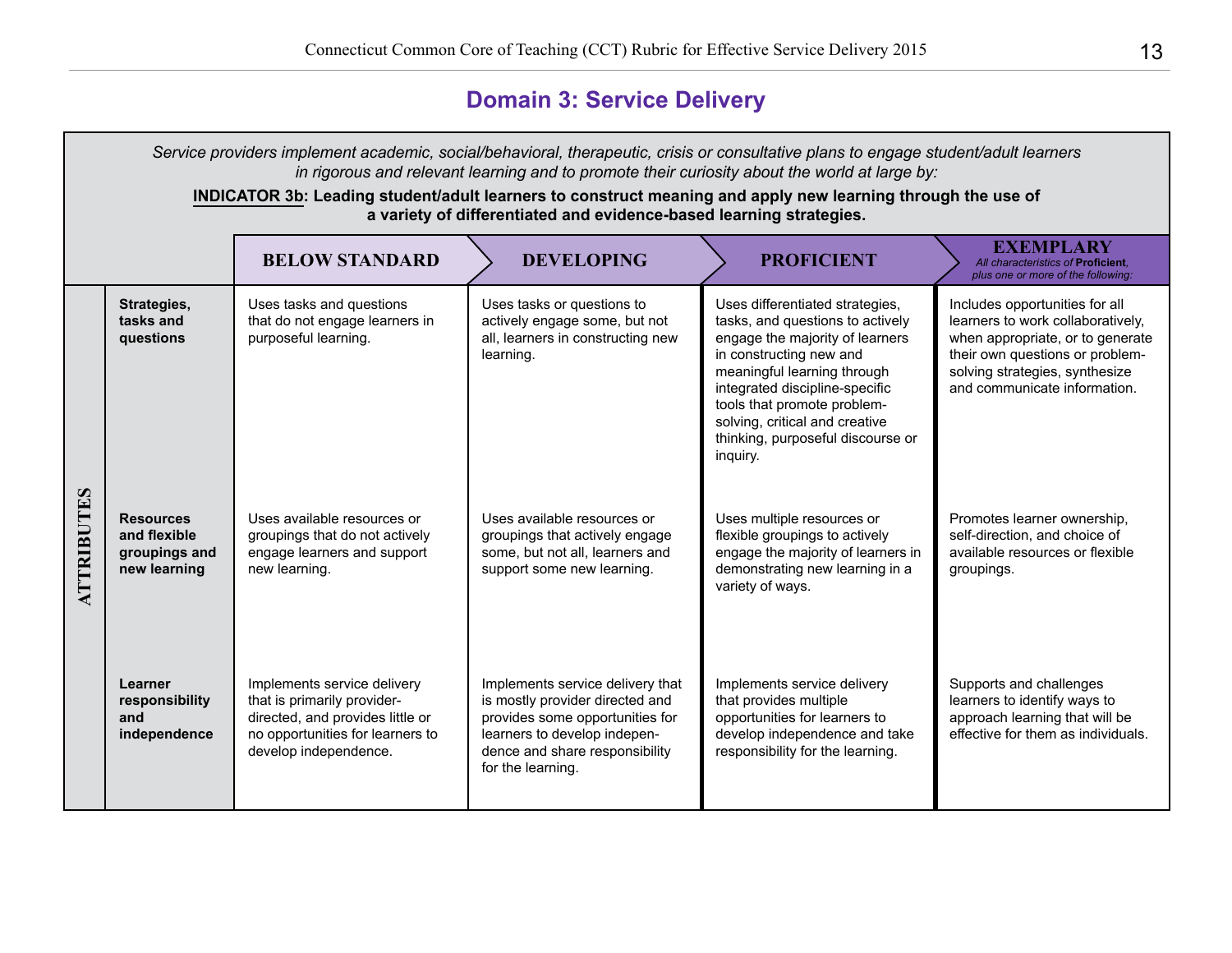## Domain 3: Service Delivery

*Service providers implement academic, social/behavioral, therapeutic, crisis or consultative plans to engage student/adult learners in rigorous and relevant learning and to promote their curiosity about the world at large by:*

**INDICATOR 3b: Leading student/adult learners to construct meaning and apply new learning through the use of a variety of differentiated and evidence-based learning strategies.**

| ATTRIBUTES | BELOW STANDARD | DEVELOPING | PROFICIENT | EXEMPLARY *All characteristics of **Proficient**, plus one or more of the following:* |
|---|---|---|---|---|
| **Strategies, tasks and questions** | Uses tasks and questions that do not engage learners in purposeful learning. | Uses tasks or questions to actively engage some, but not all, learners in constructing new learning. | Uses differentiated strategies, tasks, and questions to actively engage the majority of learners in constructing new and meaningful learning through integrated discipline-specific tools that promote problem-solving, critical and creative thinking, purposeful discourse or inquiry. | Includes opportunities for all learners to work collaboratively, when appropriate, or to generate their own questions or problem-solving strategies, synthesize and communicate information. |
| **Resources and flexible groupings and new learning** | Uses available resources or groupings that do not actively engage learners and support new learning. | Uses available resources or groupings that actively engage some, but not all, learners and support some new learning. | Uses multiple resources or flexible groupings to actively engage the majority of learners in demonstrating new learning in a variety of ways. | Promotes learner ownership, self-direction, and choice of available resources or flexible groupings. |
| **Learner responsibility and independence** | Implements service delivery that is primarily provider-directed, and provides little or no opportunities for learners to develop independence. | Implements service delivery that is mostly provider directed and provides some opportunities for learners to develop independence and share responsibility for the learning. | Implements service delivery that provides multiple opportunities for learners to develop independence and take responsibility for the learning. | Supports and challenges learners to identify ways to approach learning that will be effective for them as individuals. |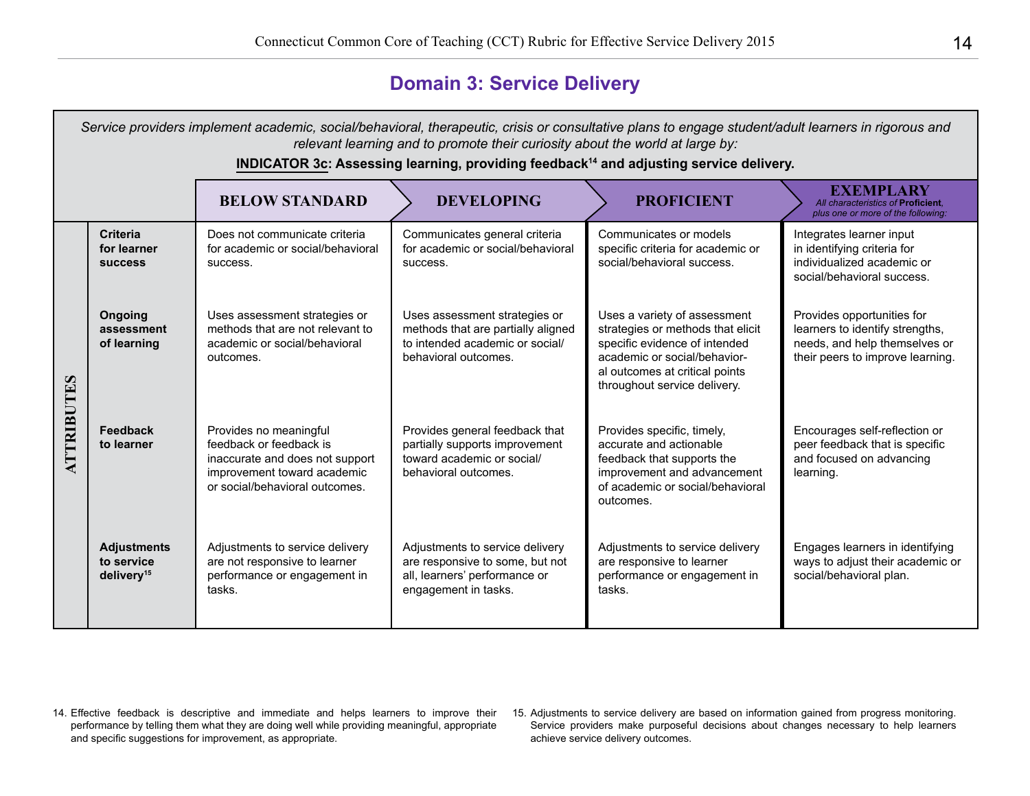## Domain 3: Service Delivery

*Service providers implement academic, social/behavioral, therapeutic, crisis or consultative plans to engage student/adult learners in rigorous and relevant learning and to promote their curiosity about the world at large by:*

**INDICATOR 3c: Assessing learning, providing feedback[14] and adjusting service delivery.**

| ATTRIBUTES | BELOW STANDARD | DEVELOPING | PROFICIENT | EXEMPLARY *All characteristics of **Proficient**, plus one or more of the following:* |
|---|---|---|---|---|
| **Criteria for learner success** | Does not communicate criteria for academic or social/behavioral success. | Communicates general criteria for academic or social/behavioral success. | Communicates or models specific criteria for academic or social/behavioral success. | Integrates learner input in identifying criteria for individualized academic or social/behavioral success. |
| **Ongoing assessment of learning** | Uses assessment strategies or methods that are not relevant to academic or social/behavioral outcomes. | Uses assessment strategies or methods that are partially aligned to intended academic or social/behavioral outcomes. | Uses a variety of assessment strategies or methods that elicit specific evidence of intended academic or social/behavioral outcomes at critical points throughout service delivery. | Provides opportunities for learners to identify strengths, needs, and help themselves or their peers to improve learning. |
| **Feedback to learner** | Provides no meaningful feedback or feedback is inaccurate and does not support improvement toward academic or social/behavioral outcomes. | Provides general feedback that partially supports improvement toward academic or social/behavioral outcomes. | Provides specific, timely, accurate and actionable feedback that supports the improvement and advancement of academic or social/behavioral outcomes. | Encourages self-reflection or peer feedback that is specific and focused on advancing learning. |
| **Adjustments to service delivery[15]** | Adjustments to service delivery are not responsive to learner performance or engagement in tasks. | Adjustments to service delivery are responsive to some, but not all, learners' performance or engagement in tasks. | Adjustments to service delivery are responsive to learner performance or engagement in tasks. | Engages learners in identifying ways to adjust their academic or social/behavioral plan. |

14. Effective feedback is descriptive and immediate and helps learners to improve their performance by telling them what they are doing well while providing meaningful, appropriate and specific suggestions for improvement, as appropriate.

15. Adjustments to service delivery are based on information gained from progress monitoring. Service providers make purposeful decisions about changes necessary to help learners achieve service delivery outcomes.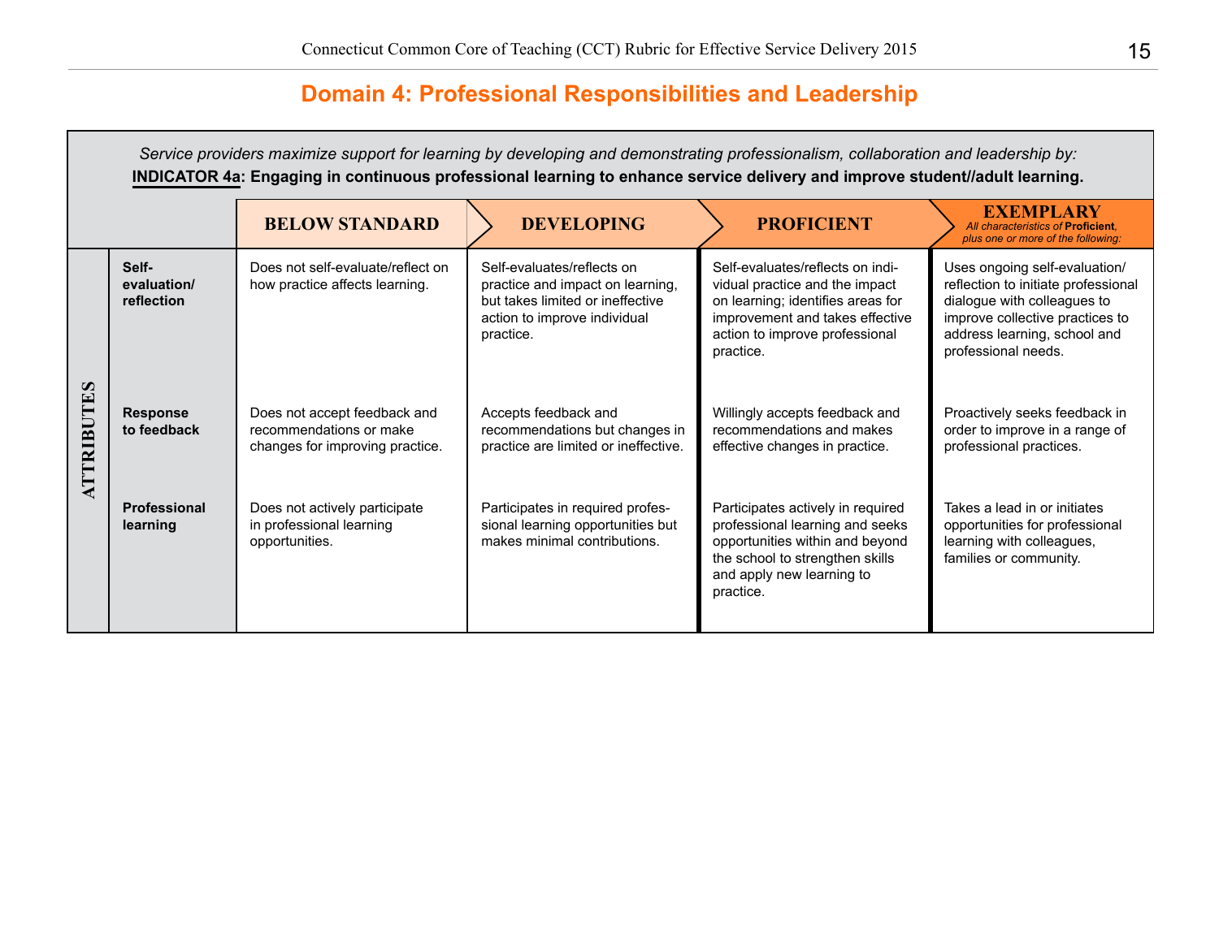## Domain 4: Professional Responsibilities and Leadership

*Service providers maximize support for learning by developing and demonstrating professionalism, collaboration and leadership by:*

**INDICATOR 4a: Engaging in continuous professional learning to enhance service delivery and improve student//adult learning.**

| ATTRIBUTES | BELOW STANDARD | DEVELOPING | PROFICIENT | EXEMPLARY *All characteristics of* ***Proficient****, plus one or more of the following:* |
|---|---|---|---|---|
| **Self-evaluation/ reflection** | Does not self-evaluate/reflect on how practice affects learning. | Self-evaluates/reflects on practice and impact on learning, but takes limited or ineffective action to improve individual practice. | Self-evaluates/reflects on individual practice and the impact on learning; identifies areas for improvement and takes effective action to improve professional practice. | Uses ongoing self-evaluation/ reflection to initiate professional dialogue with colleagues to improve collective practices to address learning, school and professional needs. |
| **Response to feedback** | Does not accept feedback and recommendations or make changes for improving practice. | Accepts feedback and recommendations but changes in practice are limited or ineffective. | Willingly accepts feedback and recommendations and makes effective changes in practice. | Proactively seeks feedback in order to improve in a range of professional practices. |
| **Professional learning** | Does not actively participate in professional learning opportunities. | Participates in required professional learning opportunities but makes minimal contributions. | Participates actively in required professional learning and seeks opportunities within and beyond the school to strengthen skills and apply new learning to practice. | Takes a lead in or initiates opportunities for professional learning with colleagues, families or community. |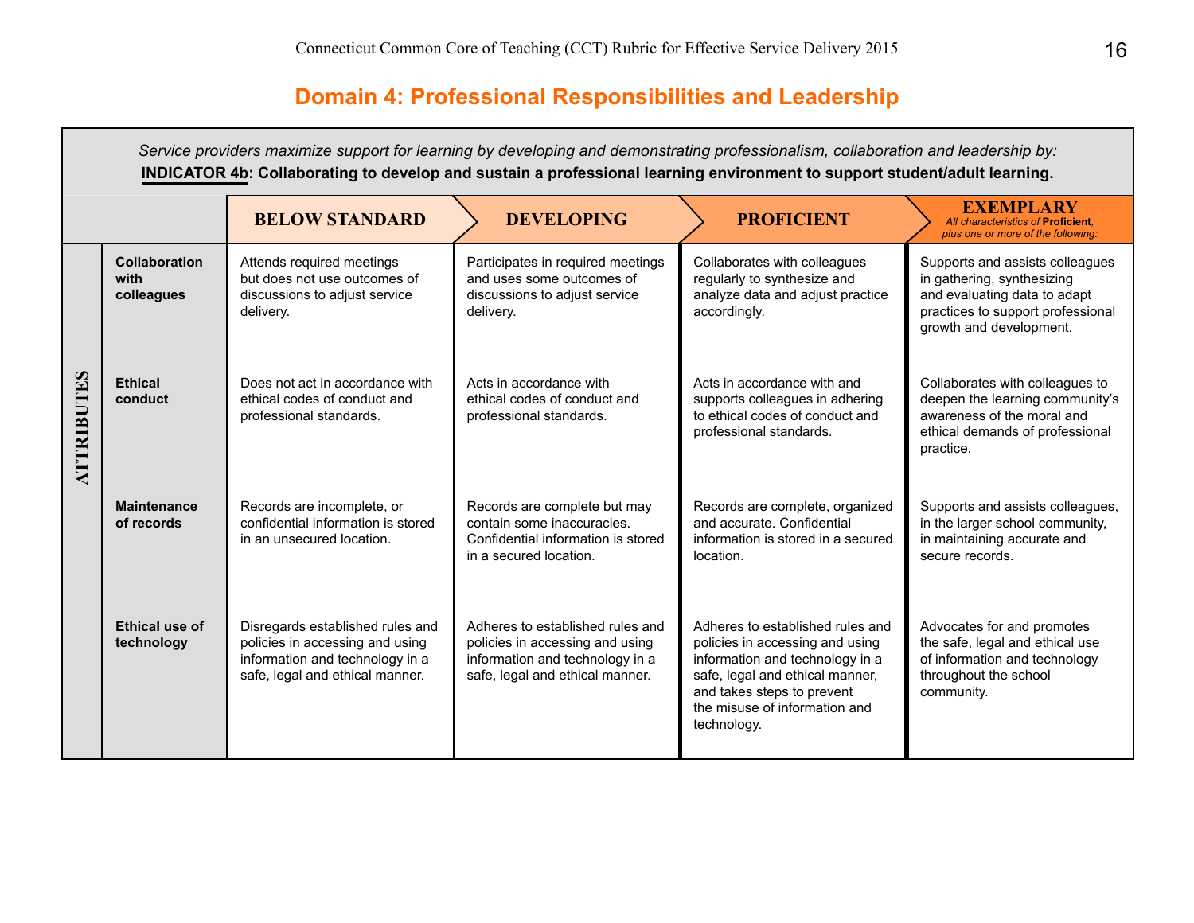## Domain 4: Professional Responsibilities and Leadership

*Service providers maximize support for learning by developing and demonstrating professionalism, collaboration and leadership by:*

**INDICATOR 4b: Collaborating to develop and sustain a professional learning environment to support student/adult learning.**

| ATTRIBUTES | | BELOW STANDARD | DEVELOPING | PROFICIENT | EXEMPLARY *All characteristics of **Proficient**, plus one or more of the following:* |
|---|---|---|---|---|---|
| | **Collaboration with colleagues** | Attends required meetings but does not use outcomes of discussions to adjust service delivery. | Participates in required meetings and uses some outcomes of discussions to adjust service delivery. | Collaborates with colleagues regularly to synthesize and analyze data and adjust practice accordingly. | Supports and assists colleagues in gathering, synthesizing and evaluating data to adapt practices to support professional growth and development. |
| | **Ethical conduct** | Does not act in accordance with ethical codes of conduct and professional standards. | Acts in accordance with ethical codes of conduct and professional standards. | Acts in accordance with and supports colleagues in adhering to ethical codes of conduct and professional standards. | Collaborates with colleagues to deepen the learning community's awareness of the moral and ethical demands of professional practice. |
| | **Maintenance of records** | Records are incomplete, or confidential information is stored in an unsecured location. | Records are complete but may contain some inaccuracies. Confidential information is stored in a secured location. | Records are complete, organized and accurate. Confidential information is stored in a secured location. | Supports and assists colleagues, in the larger school community, in maintaining accurate and secure records. |
| | **Ethical use of technology** | Disregards established rules and policies in accessing and using information and technology in a safe, legal and ethical manner. | Adheres to established rules and policies in accessing and using information and technology in a safe, legal and ethical manner. | Adheres to established rules and policies in accessing and using information and technology in a safe, legal and ethical manner, and takes steps to prevent the misuse of information and technology. | Advocates for and promotes the safe, legal and ethical use of information and technology throughout the school community. |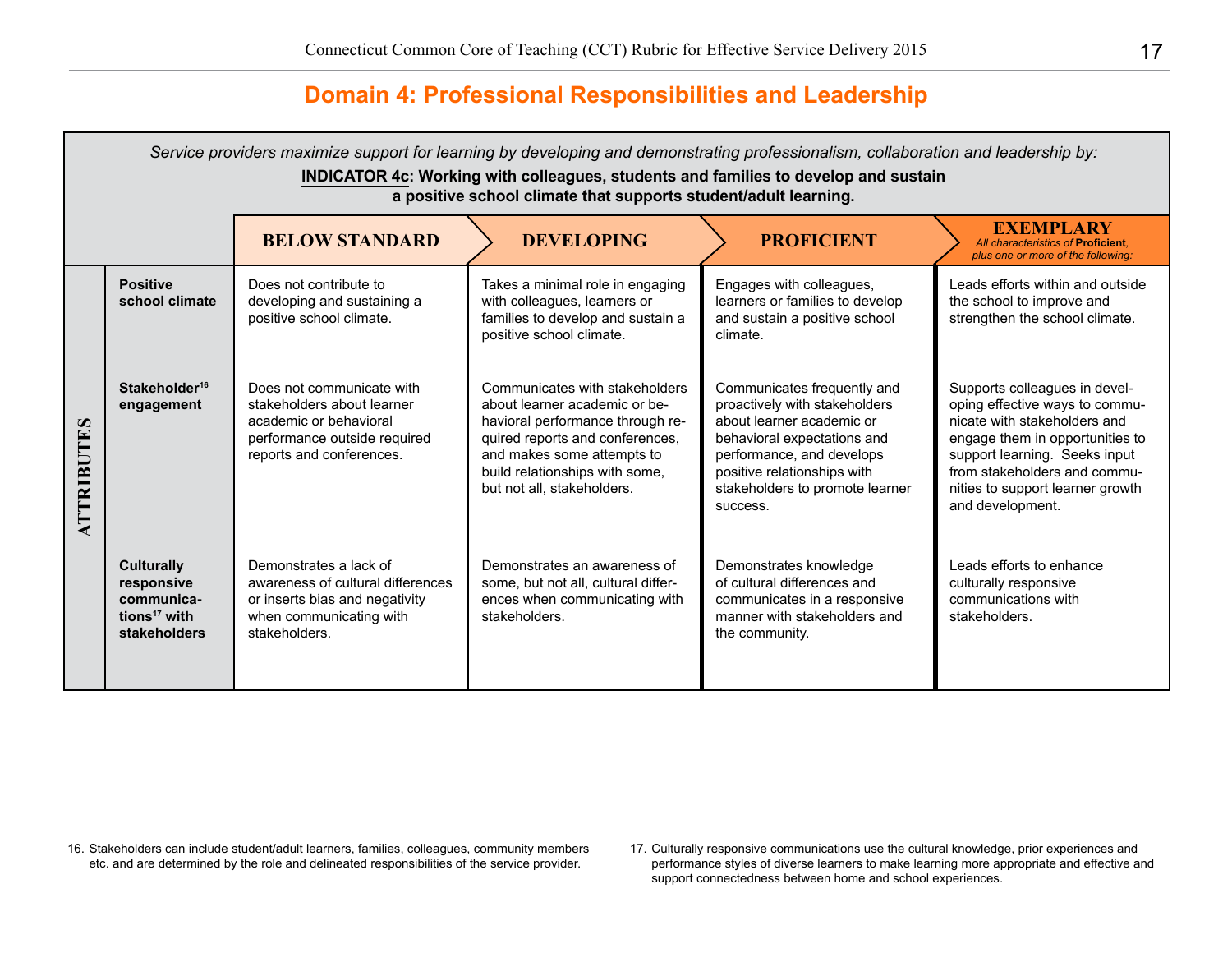## Domain 4: Professional Responsibilities and Leadership

*Service providers maximize support for learning by developing and demonstrating professionalism, collaboration and leadership by:*

**INDICATOR 4c: Working with colleagues, students and families to develop and sustain a positive school climate that supports student/adult learning.**

| ATTRIBUTES | BELOW STANDARD | DEVELOPING | PROFICIENT | EXEMPLARY *All characteristics of **Proficient**, plus one or more of the following:* |
|---|---|---|---|---|
| **Positive school climate** | Does not contribute to developing and sustaining a positive school climate. | Takes a minimal role in engaging with colleagues, learners or families to develop and sustain a positive school climate. | Engages with colleagues, learners or families to develop and sustain a positive school climate. | Leads efforts within and outside the school to improve and strengthen the school climate. |
| **Stakeholder[16] engagement** | Does not communicate with stakeholders about learner academic or behavioral performance outside required reports and conferences. | Communicates with stakeholders about learner academic or behavioral performance through required reports and conferences, and makes some attempts to build relationships with some, but not all, stakeholders. | Communicates frequently and proactively with stakeholders about learner academic or behavioral expectations and performance, and develops positive relationships with stakeholders to promote learner success. | Supports colleagues in developing effective ways to communicate with stakeholders and engage them in opportunities to support learning. Seeks input from stakeholders and communities to support learner growth and development. |
| **Culturally responsive communications[17] with stakeholders** | Demonstrates a lack of awareness of cultural differences or inserts bias and negativity when communicating with stakeholders. | Demonstrates an awareness of some, but not all, cultural differences when communicating with stakeholders. | Demonstrates knowledge of cultural differences and communicates in a responsive manner with stakeholders and the community. | Leads efforts to enhance culturally responsive communications with stakeholders. |

16. Stakeholders can include student/adult learners, families, colleagues, community members etc. and are determined by the role and delineated responsibilities of the service provider.

17. Culturally responsive communications use the cultural knowledge, prior experiences and performance styles of diverse learners to make learning more appropriate and effective and support connectedness between home and school experiences.